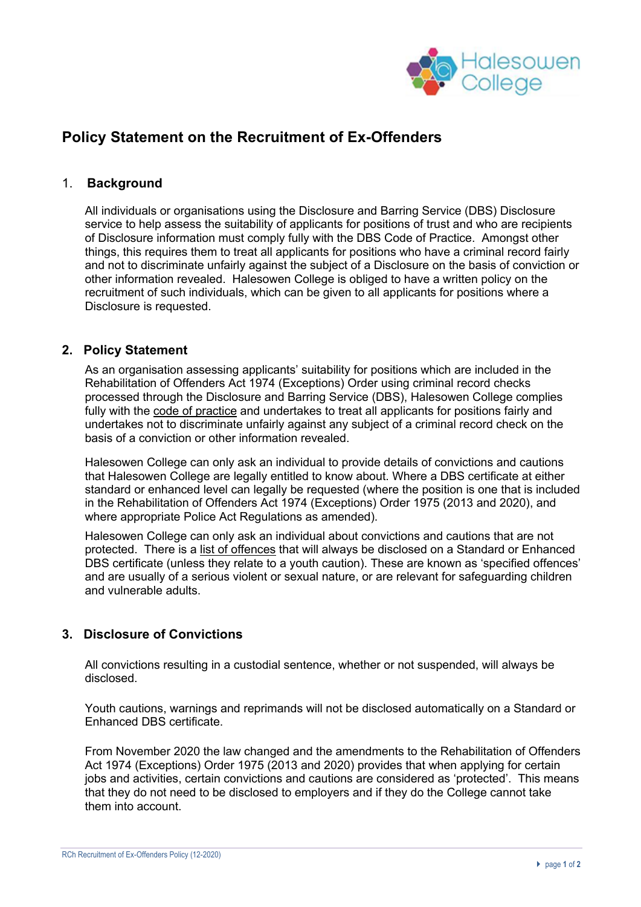# Policy Statement on the Recruitment of Ex-Offenders

## 1. Background

All individuals or organisations using the Disclosure and Barring Service (DBS) Disclosure service to help assess the suitability of applicants for positions of trust and who are recipients of Disclosure information must comply fully with the DBS Code of Practice. Amongst other things, this requires them to treat all applicants for positions who have a criminal record fairly and not to discriminate unfairly against the subject of a Disclosure on the basis of conviction or other information revealed. Halesowen College is obliged to have a written policy on the recruitment of such individuals, which can be given to all applicants for positions where a Disclosure is requested.

## 2. Policy Statement

As an organisation assessing applicants' suitability for positions which are included in the Rehabilitation of Offenders Act 1974 (Exceptions) Order using criminal record checks processed through the Disclosure and Barring Service (DBS), Halesowen College complies fully with the code of practice and undertakes to treat all applicants for positions fairly and undertakes not to discriminate unfairly against any subject of a criminal record check on the basis of a conviction or other information revealed.

Halesowen College can only ask an individual to provide details of convictions and cautions that Halesowen College are legally entitled to know about. Where a DBS certificate at either standard or enhanced level can legally be requested (where the position is one that is included in the Rehabilitation of Offenders Act 1974 (Exceptions) Order 1975 (2013 and 2020), and where appropriate Police Act Regulations as amended).

Halesowen College can only ask an individual about convictions and cautions that are not protected. There is a list of offences that will always be disclosed on a Standard or Enhanced DBS certificate (unless they relate to a youth caution). These are known as 'specified offences' and are usually of a serious violent or sexual nature, or are relevant for safeguarding children and vulnerable adults.

## 3. Disclosure of Convictions

All convictions resulting in a custodial sentence, whether or not suspended, will always be disclosed.

Youth cautions, warnings and reprimands will not be disclosed automatically on a Standard or Enhanced DBS certificate.

From November 2020 the law changed and the amendments to the Rehabilitation of Offenders Act 1974 (Exceptions) Order 1975 (2013 and 2020) provides that when applying for certain jobs and activities, certain convictions and cautions are considered as 'protected'. This means that they do not need to be disclosed to employers and if they do the College cannot take them into account.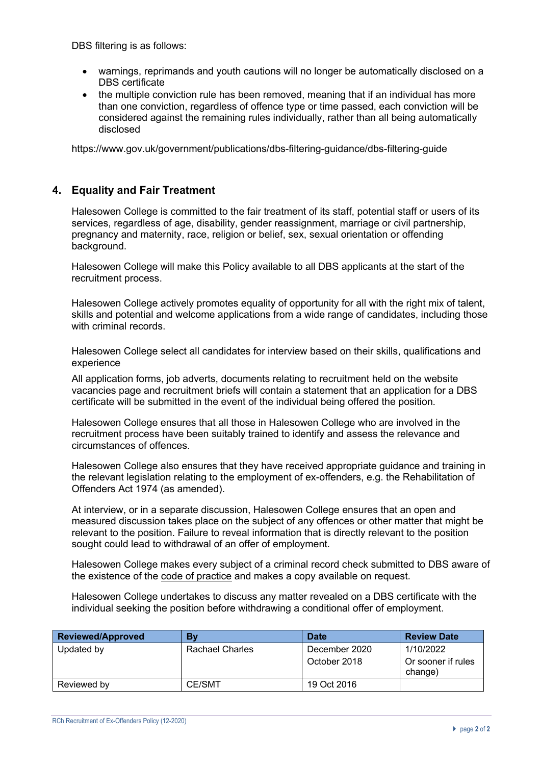DBS filtering is as follows:

- warnings, reprimands and youth cautions will no longer be automatically disclosed on a DBS certificate
- the multiple conviction rule has been removed, meaning that if an individual has more than one conviction, regardless of offence type or time passed, each conviction will be considered against the remaining rules individually, rather than all being automatically disclosed

https://www.gov.uk/government/publications/dbs-filtering-guidance/dbs-filtering-guide

## 4. Equality and Fair Treatment

Halesowen College is committed to the fair treatment of its staff, potential staff or users of its services, regardless of age, disability, gender reassignment, marriage or civil partnership, pregnancy and maternity, race, religion or belief, sex, sexual orientation or offending background.

Halesowen College will make this Policy available to all DBS applicants at the start of the recruitment process.

Halesowen College actively promotes equality of opportunity for all with the right mix of talent, skills and potential and welcome applications from a wide range of candidates, including those with criminal records.

Halesowen College select all candidates for interview based on their skills, qualifications and experience

All application forms, job adverts, documents relating to recruitment held on the website vacancies page and recruitment briefs will contain a statement that an application for a DBS certificate will be submitted in the event of the individual being offered the position.

Halesowen College ensures that all those in Halesowen College who are involved in the recruitment process have been suitably trained to identify and assess the relevance and circumstances of offences.

Halesowen College also ensures that they have received appropriate guidance and training in the relevant legislation relating to the employment of ex-offenders, e.g. the Rehabilitation of Offenders Act 1974 (as amended).

At interview, or in a separate discussion, Halesowen College ensures that an open and measured discussion takes place on the subject of any offences or other matter that might be relevant to the position. Failure to reveal information that is directly relevant to the position sought could lead to withdrawal of an offer of employment.

Halesowen College makes every subject of a criminal record check submitted to DBS aware of the existence of the code of practice and makes a copy available on request.

Halesowen College undertakes to discuss any matter revealed on a DBS certificate with the individual seeking the position before withdrawing a conditional offer of employment.

| Reviewed/Approved | By | Date | Review Date |
|---|---|---|---|
| Updated by | Rachael Charles | December 2020<br>October 2018 | 1/10/2022<br>Or sooner if rules change) |
| Reviewed by | CE/SMT | 19 Oct 2016 | |